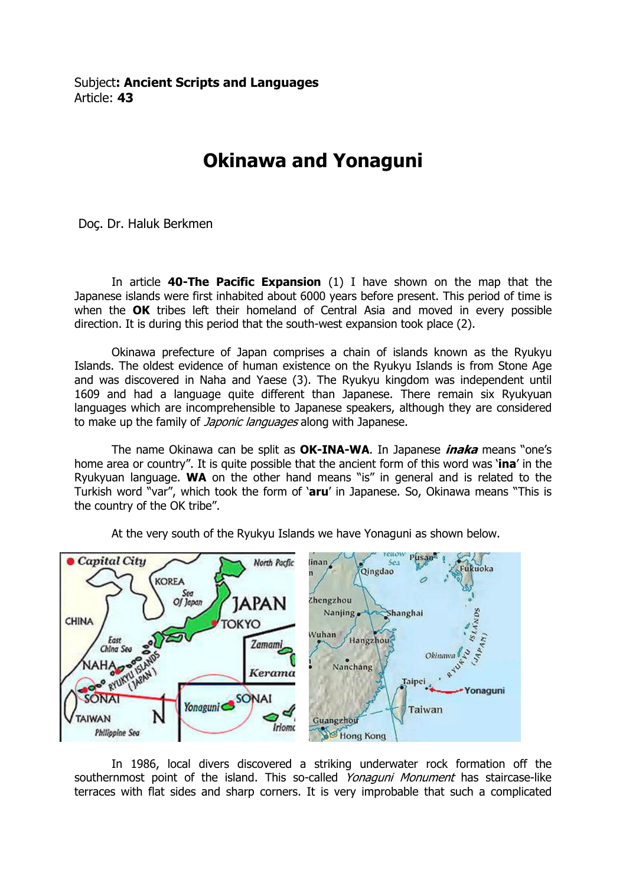Subject**: Ancient Scripts and Languages**
Article: **43**

# Okinawa and Yonaguni

Doç. Dr. Haluk Berkmen

In article **40-The Pacific Expansion** (1) I have shown on the map that the Japanese islands were first inhabited about 6000 years before present. This period of time is when the **OK** tribes left their homeland of Central Asia and moved in every possible direction. It is during this period that the south-west expansion took place (2).

Okinawa prefecture of Japan comprises a chain of islands known as the Ryukyu Islands. The oldest evidence of human existence on the Ryukyu Islands is from Stone Age and was discovered in Naha and Yaese (3). The Ryukyu kingdom was independent until 1609 and had a language quite different than Japanese. There remain six Ryukyuan languages which are incomprehensible to Japanese speakers, although they are considered to make up the family of *Japonic languages* along with Japanese.

The name Okinawa can be split as **OK-INA-WA**. In Japanese ***inaka*** means "one's home area or country". It is quite possible that the ancient form of this word was '**ina**' in the Ryukyuan language. **WA** on the other hand means "is" in general and is related to the Turkish word "var", which took the form of '**aru**' in Japanese. So, Okinawa means "This is the country of the OK tribe".

At the very south of the Ryukyu Islands we have Yonaguni as shown below.

In 1986, local divers discovered a striking underwater rock formation off the southernmost point of the island. This so-called *Yonaguni Monument* has staircase-like terraces with flat sides and sharp corners. It is very improbable that such a complicated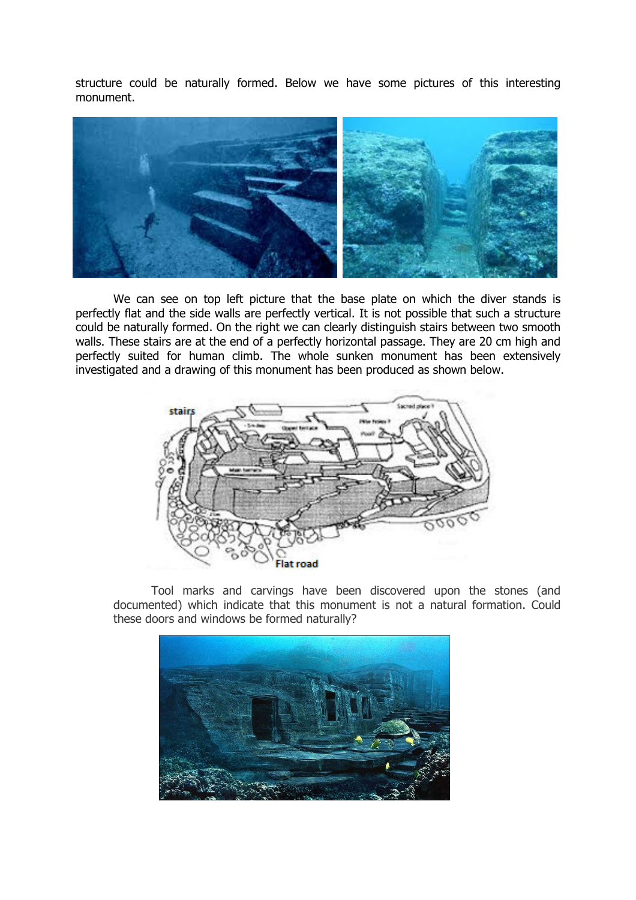structure could be naturally formed. Below we have some pictures of this interesting monument.

We can see on top left picture that the base plate on which the diver stands is perfectly flat and the side walls are perfectly vertical. It is not possible that such a structure could be naturally formed. On the right we can clearly distinguish stairs between two smooth walls. These stairs are at the end of a perfectly horizontal passage. They are 20 cm high and perfectly suited for human climb. The whole sunken monument has been extensively investigated and a drawing of this monument has been produced as shown below.

Tool marks and carvings have been discovered upon the stones (and documented) which indicate that this monument is not a natural formation. Could these doors and windows be formed naturally?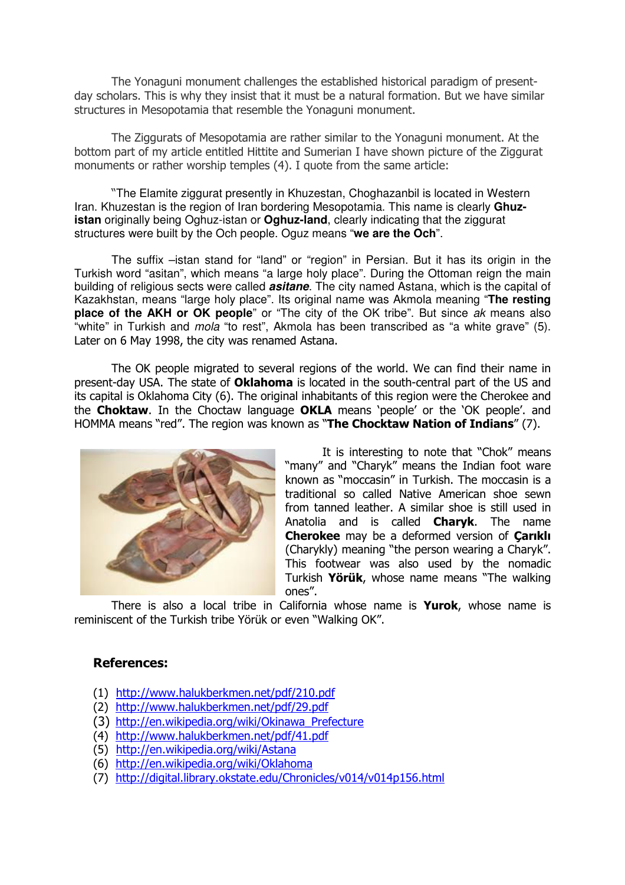The Yonaguni monument challenges the established historical paradigm of present-day scholars. This is why they insist that it must be a natural formation. But we have similar structures in Mesopotamia that resemble the Yonaguni monument.

The Ziggurats of Mesopotamia are rather similar to the Yonaguni monument. At the bottom part of my article entitled Hittite and Sumerian I have shown picture of the Ziggurat monuments or rather worship temples (4). I quote from the same article:

"The Elamite ziggurat presently in Khuzestan, Choghazanbil is located in Western Iran. Khuzestan is the region of Iran bordering Mesopotamia. This name is clearly **Ghuz-istan** originally being Oghuz-istan or **Oghuz-land**, clearly indicating that the ziggurat structures were built by the Och people. Oguz means "**we are the Och**".

The suffix –istan stand for "land" or "region" in Persian. But it has its origin in the Turkish word "asitan", which means "a large holy place". During the Ottoman reign the main building of religious sects were called ***asitane***. The city named Astana, which is the capital of Kazakhstan, means "large holy place". Its original name was Akmola meaning "**The resting place of the AKH or OK people**" or "The city of the OK tribe". But since *ak* means also "white" in Turkish and *mola* "to rest", Akmola has been transcribed as "a white grave" (5). Later on 6 May 1998, the city was renamed Astana.

The OK people migrated to several regions of the world. We can find their name in present-day USA. The state of **Oklahoma** is located in the south-central part of the US and its capital is Oklahoma City (6). The original inhabitants of this region were the Cherokee and the **Choktaw**. In the Choctaw language **OKLA** means 'people' or the 'OK people'. and HOMMA means "red". The region was known as "**The Chocktaw Nation of Indians**" (7).

It is interesting to note that "Chok" means "many" and "Charyk" means the Indian foot ware known as "moccasin" in Turkish. The moccasin is a traditional so called Native American shoe sewn from tanned leather. A similar shoe is still used in Anatolia and is called **Charyk**. The name **Cherokee** may be a deformed version of **Çarıklı** (Charykly) meaning "the person wearing a Charyk". This footwear was also used by the nomadic Turkish **Yörük**, whose name means "The walking ones".

There is also a local tribe in California whose name is **Yurok**, whose name is reminiscent of the Turkish tribe Yörük or even "Walking OK".

### References:

1. http://www.halukberkmen.net/pdf/210.pdf
2. http://www.halukberkmen.net/pdf/29.pdf
3. http://en.wikipedia.org/wiki/Okinawa_Prefecture
4. http://www.halukberkmen.net/pdf/41.pdf
5. http://en.wikipedia.org/wiki/Astana
6. http://en.wikipedia.org/wiki/Oklahoma
7. http://digital.library.okstate.edu/Chronicles/v014/v014p156.html